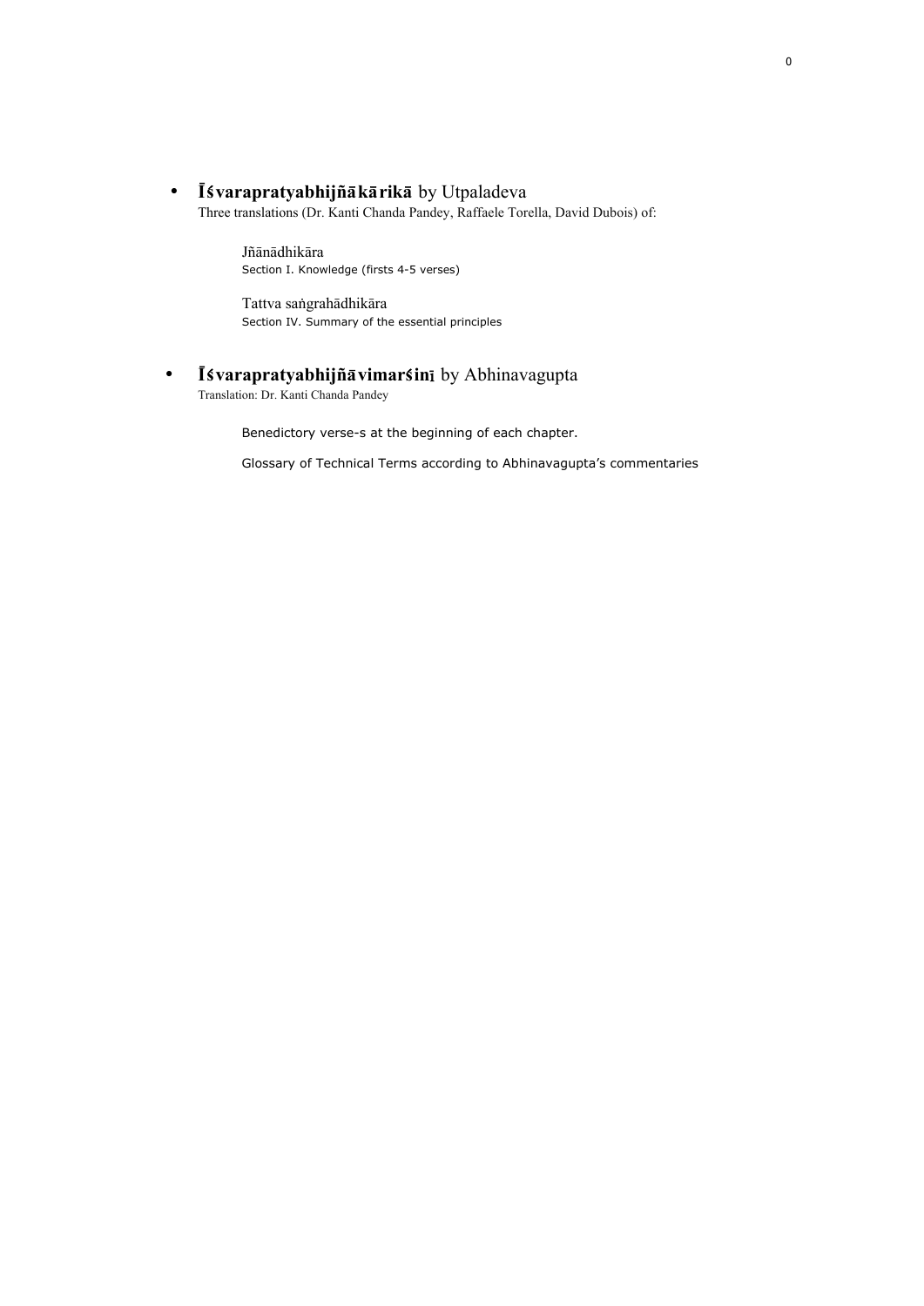- **Īśvarapratyabhijñākārikā** by Utpaladeva
  Three translations (Dr. Kanti Chanda Pandey, Raffaele Torella, David Dubois) of:

  Jñānādhikāra
  Section I. Knowledge (firsts 4-5 verses)

  Tattva saṅgrahādhikāra
  Section IV. Summary of the essential principles

- **Īśvarapratyabhijñāvimarśinī** by Abhinavagupta
  Translation: Dr. Kanti Chanda Pandey

  Benedictory verse-s at the beginning of each chapter.

  Glossary of Technical Terms according to Abhinavagupta's commentaries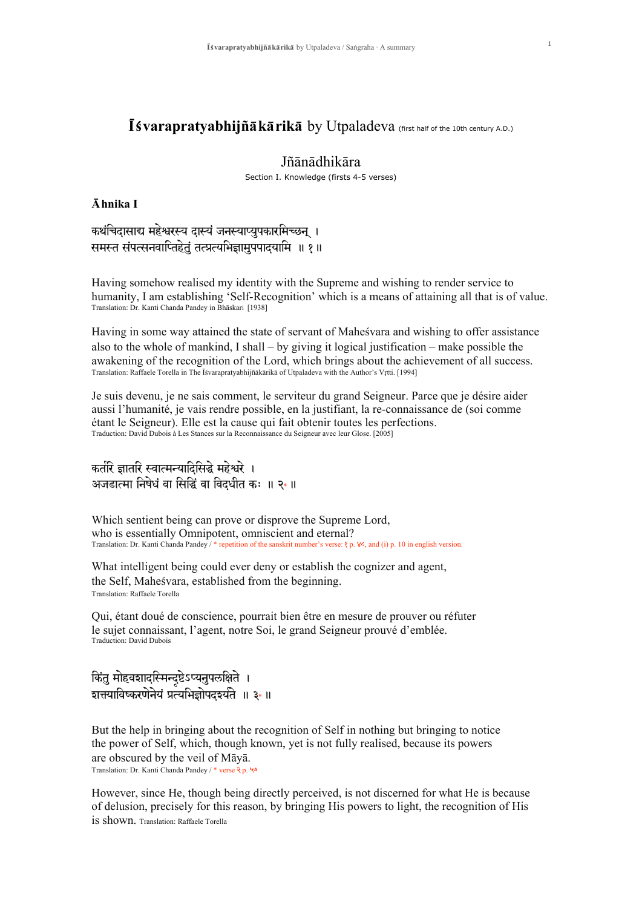# Īśvarapratyabhijñākārikā by Utpaladeva (first half of the 10th century A.D.)

## Jñānādhikāra

Section I. Knowledge (firsts 4-5 verses)

### Āhnika I

कथंचिदासाद्य महेश्वरस्य दास्यं जनस्याप्युपकारमिच्छन् ।
समस्त संपत्सनवाप्तिहेतुं तत्प्रत्यभिज्ञामुपपादयामि ॥ १ ॥

Having somehow realised my identity with the Supreme and wishing to render service to humanity, I am establishing 'Self-Recognition' which is a means of attaining all that is of value.
Translation: Dr. Kanti Chanda Pandey in Bhāskarī [1938]

Having in some way attained the state of servant of Maheśvara and wishing to offer assistance also to the whole of mankind, I shall – by giving it logical justification – make possible the awakening of the recognition of the Lord, which brings about the achievement of all success.
Translation: Raffaele Torella in The Īśvarapratyabhijñākārikā of Utpaladeva with the Author's Vṛtti. [1994]

Je suis devenu, je ne sais comment, le serviteur du grand Seigneur. Parce que je désire aider aussi l'humanité, je vais rendre possible, en la justifiant, la re-connaissance de (soi comme étant le Seigneur). Elle est la cause qui fait obtenir toutes les perfections.
Traduction: David Dubois à Les Stances sur la Reconnaissance du Seigneur avec leur Glose. [2005]

कर्तरि ज्ञातरि स्वात्मन्यादिसिद्धे महेश्वरे ।
अजडात्मा निषेधं वा सिद्धिं वा विदधीत कः ॥ २* ॥

Which sentient being can prove or disprove the Supreme Lord,
who is essentially Omnipotent, omniscient and eternal?
Translation: Dr. Kanti Chanda Pandey / * repetition of the sanskrit number's verse: १ p. ४८, and (i) p. 10 in english version.

What intelligent being could ever deny or establish the cognizer and agent,
the Self, Maheśvara, established from the beginning.
Translation: Raffaele Torella

Qui, étant doué de conscience, pourrait bien être en mesure de prouver ou réfuter
le sujet connaissant, l'agent, notre Soi, le grand Seigneur prouvé d'emblée.
Traduction: David Dubois

किंतु मोहवशादस्मिन्दृष्टेऽप्यनुपलक्षिते ।
शक्त्याविष्करणेनेयं प्रत्यभिज्ञोपदर्श्यते ॥ ३* ॥

But the help in bringing about the recognition of Self in nothing but bringing to notice
the power of Self, which, though known, yet is not fully realised, because its powers
are obscured by the veil of Māyā.
Translation: Dr. Kanti Chanda Pandey / * verse २ p. ५७

However, since He, though being directly perceived, is not discerned for what He is because of delusion, precisely for this reason, by bringing His powers to light, the recognition of His is shown. Translation: Raffaele Torella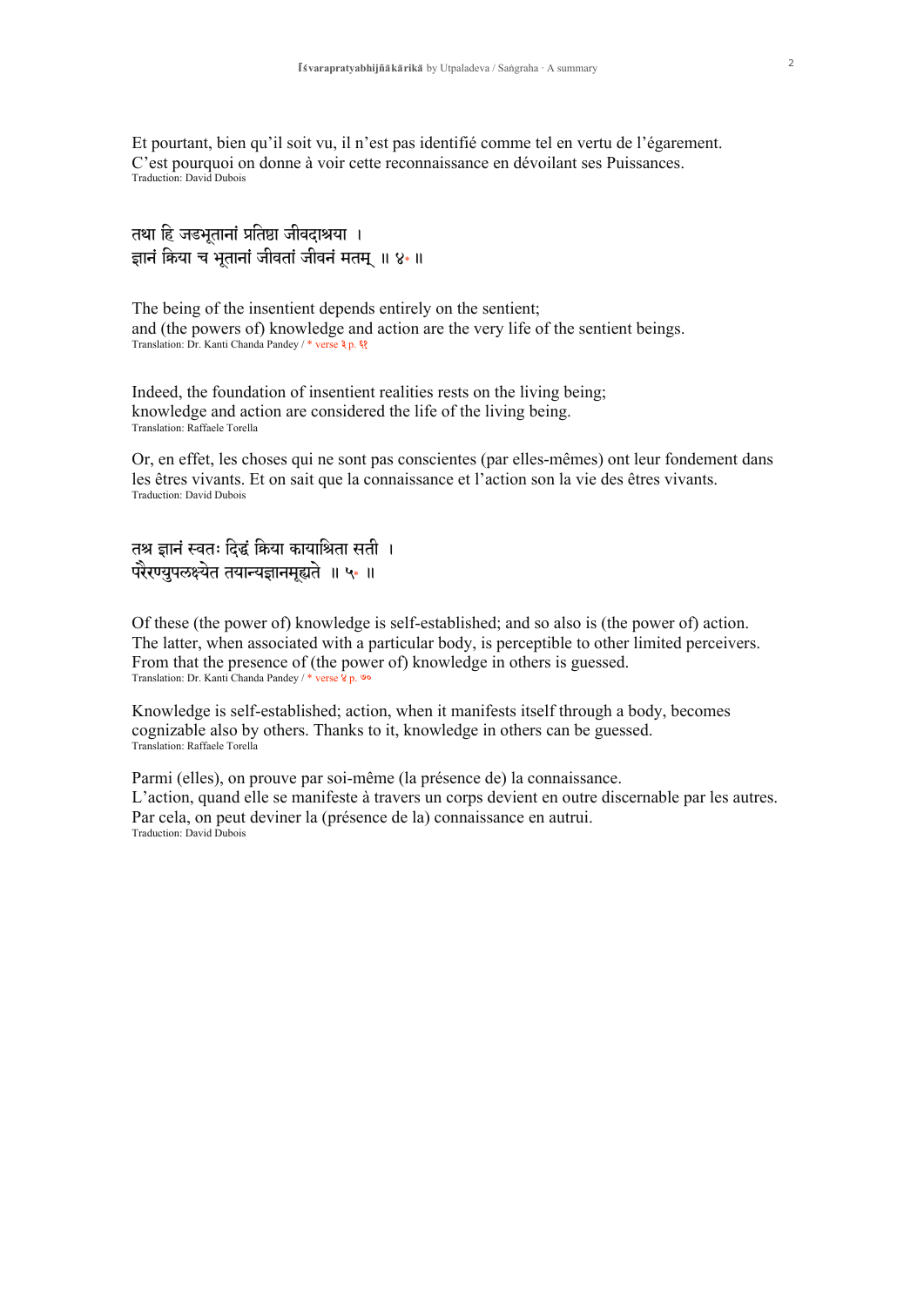Et pourtant, bien qu'il soit vu, il n'est pas identifié comme tel en vertu de l'égarement.
C'est pourquoi on donne à voir cette reconnaissance en dévoilant ses Puissances.
Traduction: David Dubois

तथा हि जडभूतानां प्रतिष्ठा जीवदाश्रया ।
ज्ञानं क्रिया च भूतानां जीवतां जीवनं मतम् ॥ ४* ॥

The being of the insentient depends entirely on the sentient;
and (the powers of) knowledge and action are the very life of the sentient beings.
Translation: Dr. Kanti Chanda Pandey / * verse ३ p. ६९

Indeed, the foundation of insentient realities rests on the living being;
knowledge and action are considered the life of the living being.
Translation: Raffaele Torella

Or, en effet, les choses qui ne sont pas conscientes (par elles-mêmes) ont leur fondement dans les êtres vivants. Et on sait que la connaissance et l'action son la vie des êtres vivants.
Traduction: David Dubois

तत्र ज्ञानं स्वतः सिद्धं क्रिया कायाश्रिता सती ।
परैरप्युपलक्ष्येत तयान्यज्ञानमूह्यते ॥ ५* ॥

Of these (the power of) knowledge is self-established; and so also is (the power of) action.
The latter, when associated with a particular body, is perceptible to other limited perceivers.
From that the presence of (the power of) knowledge in others is guessed.
Translation: Dr. Kanti Chanda Pandey / * verse ४ p. ७०

Knowledge is self-established; action, when it manifests itself through a body, becomes cognizable also by others. Thanks to it, knowledge in others can be guessed.
Translation: Raffaele Torella

Parmi (elles), on prouve par soi-même (la présence de) la connaissance.
L'action, quand elle se manifeste à travers un corps devient en outre discernable par les autres.
Par cela, on peut deviner la (présence de la) connaissance en autrui.
Traduction: David Dubois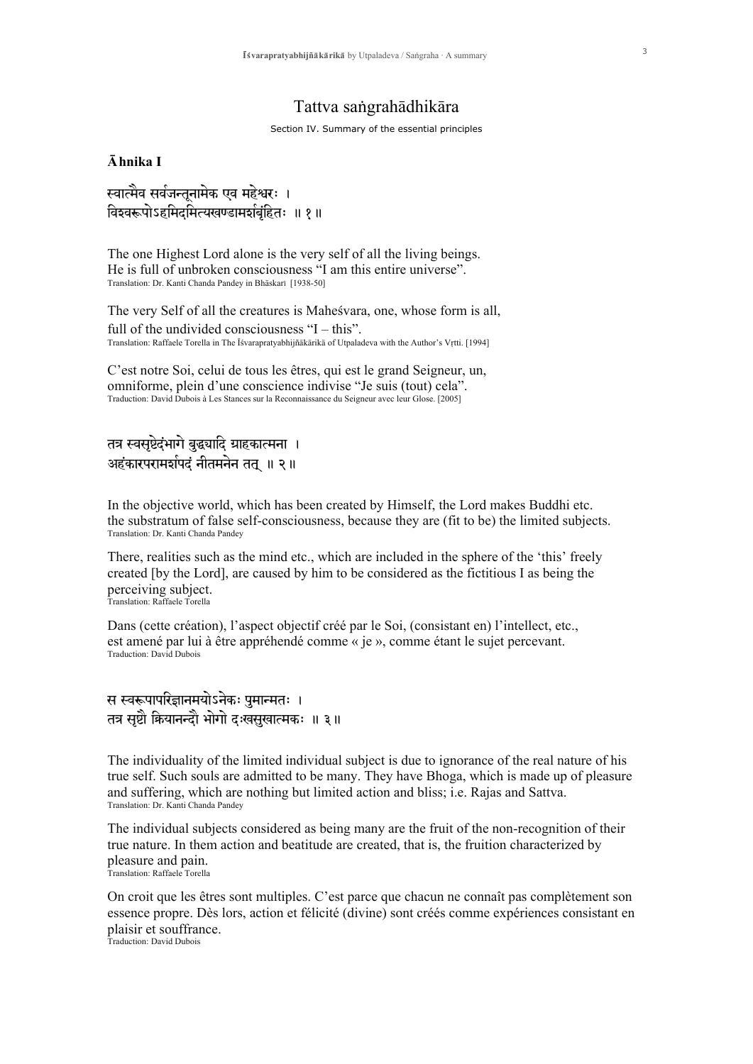# Tattva saṅgrahādhikāra

Section IV. Summary of the essential principles

**Āhnika I**

स्वात्मैव सर्वजन्तूनामेक एव महेश्वरः ।
विश्वरूपोऽहमिदमित्यखण्डामर्शबृंहितः ॥ १ ॥

The one Highest Lord alone is the very self of all the living beings.
He is full of unbroken consciousness "I am this entire universe".
Translation: Dr. Kanti Chanda Pandey in Bhāskarī [1938-50]

The very Self of all the creatures is Maheśvara, one, whose form is all,
full of the undivided consciousness "I – this".
Translation: Raffaele Torella in The Īśvarapratyabhijñākārikā of Utpaladeva with the Author's Vṛtti. [1994]

C'est notre Soi, celui de tous les êtres, qui est le grand Seigneur, un,
omniforme, plein d'une conscience indivise "Je suis (tout) cela".
Traduction: David Dubois à Les Stances sur la Reconnaissance du Seigneur avec leur Glose. [2005]

तत्र स्वसृष्टेदंभागे बुद्ध्यादि ग्राहकात्मना ।
अहंकारपरामर्शपदं नीतमनेन तत् ॥ २ ॥

In the objective world, which has been created by Himself, the Lord makes Buddhi etc.
the substratum of false self-consciousness, because they are (fit to be) the limited subjects.
Translation: Dr. Kanti Chanda Pandey

There, realities such as the mind etc., which are included in the sphere of the 'this' freely
created [by the Lord], are caused by him to be considered as the fictitious I as being the
perceiving subject.
Translation: Raffaele Torella

Dans (cette création), l'aspect objectif créé par le Soi, (consistant en) l'intellect, etc.,
est amené par lui à être appréhendé comme « je », comme étant le sujet percevant.
Traduction: David Dubois

स स्वरूपापरिज्ञानमयोऽनेकः पुमान्मतः ।
तत्र सृष्टौ क्रियानन्दौ भोगो दुःखसुखात्मकः ॥ ३ ॥

The individuality of the limited individual subject is due to ignorance of the real nature of his
true self. Such souls are admitted to be many. They have Bhoga, which is made up of pleasure
and suffering, which are nothing but limited action and bliss; i.e. Rajas and Sattva.
Translation: Dr. Kanti Chanda Pandey

The individual subjects considered as being many are the fruit of the non-recognition of their
true nature. In them action and beatitude are created, that is, the fruition characterized by
pleasure and pain.
Translation: Raffaele Torella

On croit que les êtres sont multiples. C'est parce que chacun ne connaît pas complètement son
essence propre. Dès lors, action et félicité (divine) sont créés comme expériences consistant en
plaisir et souffrance.
Traduction: David Dubois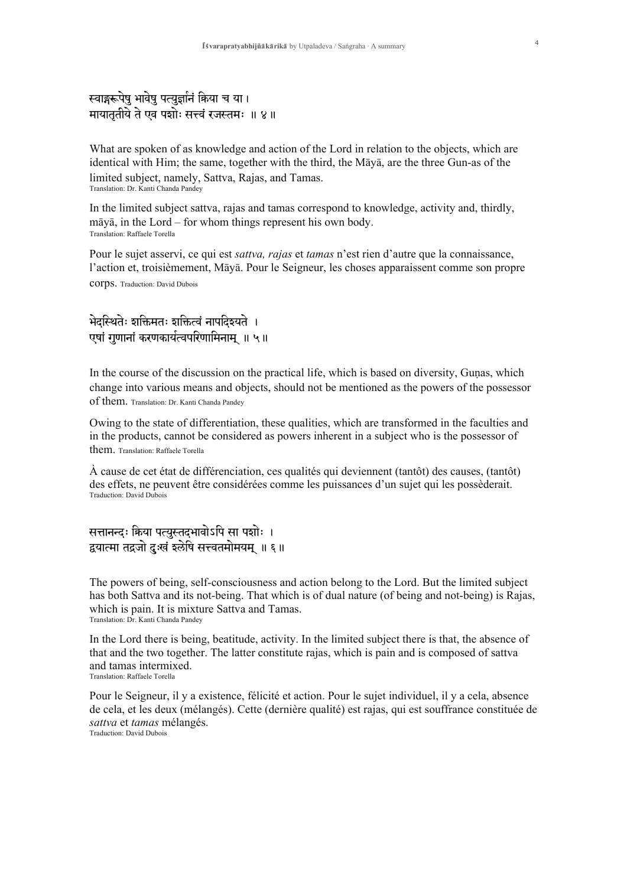स्वाङ्गरूपेषु भावेषु पत्युर्ज्ञानं क्रिया च या ।
मायातृतीये ते एव पशोः सत्त्वं रजस्तमः ॥ ४ ॥

What are spoken of as knowledge and action of the Lord in relation to the objects, which are identical with Him; the same, together with the third, the Māyā, are the three Gun-as of the limited subject, namely, Sattva, Rajas, and Tamas.
Translation: Dr. Kanti Chanda Pandey

In the limited subject sattva, rajas and tamas correspond to knowledge, activity and, thirdly, māyā, in the Lord – for whom things represent his own body.
Translation: Raffaele Torella

Pour le sujet asservi, ce qui est *sattva, rajas* et *tamas* n'est rien d'autre que la connaissance, l'action et, troisièmement, Māyā. Pour le Seigneur, les choses apparaissent comme son propre corps. Traduction: David Dubois

भेदस्थितेः शक्तिमतः शक्तित्वं नापदिश्यते ।
एषां गुणानां करणकार्यत्वपरिणामिनाम् ॥ ५ ॥

In the course of the discussion on the practical life, which is based on diversity, Guṇas, which change into various means and objects, should not be mentioned as the powers of the possessor of them. Translation: Dr. Kanti Chanda Pandey

Owing to the state of differentiation, these qualities, which are transformed in the faculties and in the products, cannot be considered as powers inherent in a subject who is the possessor of them. Translation: Raffaele Torella

À cause de cet état de différenciation, ces qualités qui deviennent (tantôt) des causes, (tantôt) des effets, ne peuvent être considérées comme les puissances d'un sujet qui les possèderait.
Traduction: David Dubois

सत्तानन्दः क्रिया पत्युस्तदभावोऽपि सा पशोः ।
द्वयात्मा तद्रजो दुःखं श्लेषि सत्त्वतमोमयम् ॥ ६ ॥

The powers of being, self-consciousness and action belong to the Lord. But the limited subject has both Sattva and its not-being. That which is of dual nature (of being and not-being) is Rajas, which is pain. It is mixture Sattva and Tamas.
Translation: Dr. Kanti Chanda Pandey

In the Lord there is being, beatitude, activity. In the limited subject there is that, the absence of that and the two together. The latter constitute rajas, which is pain and is composed of sattva and tamas intermixed.
Translation: Raffaele Torella

Pour le Seigneur, il y a existence, félicité et action. Pour le sujet individuel, il y a cela, absence de cela, et les deux (mélangés). Cette (dernière qualité) est rajas, qui est souffrance constituée de *sattva* et *tamas* mélangés.
Traduction: David Dubois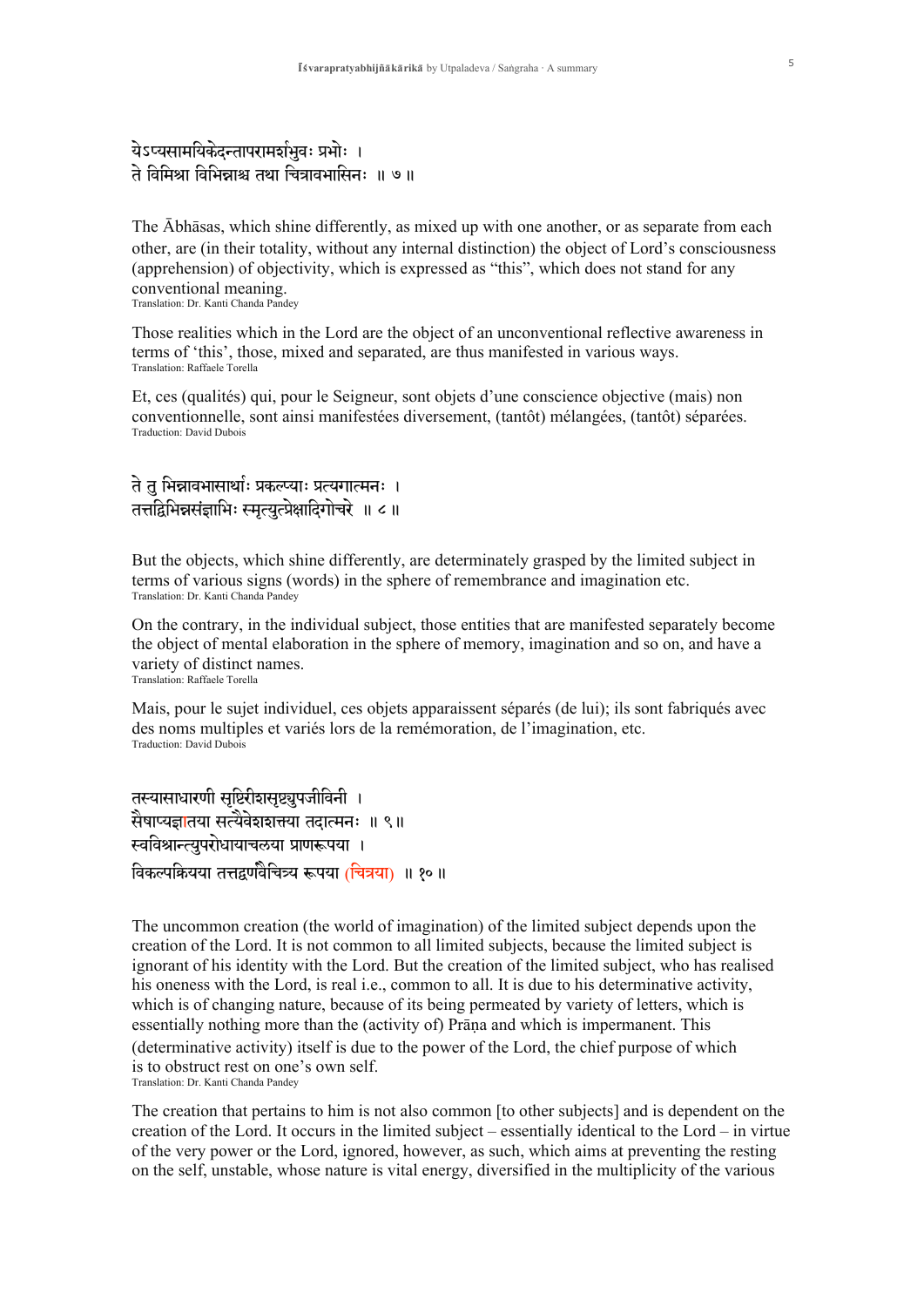येऽप्यसामयिकेदन्तापरामर्शभुवः प्रभोः ।
ते विमिश्रा विभिन्नाश्च तथा चित्रावभासिनः ॥ ७ ॥

The Ābhāsas, which shine differently, as mixed up with one another, or as separate from each other, are (in their totality, without any internal distinction) the object of Lord's consciousness (apprehension) of objectivity, which is expressed as "this", which does not stand for any conventional meaning.
Translation: Dr. Kanti Chanda Pandey

Those realities which in the Lord are the object of an unconventional reflective awareness in terms of 'this', those, mixed and separated, are thus manifested in various ways.
Translation: Raffaele Torella

Et, ces (qualités) qui, pour le Seigneur, sont objets d'une conscience objective (mais) non conventionnelle, sont ainsi manifestées diversement, (tantôt) mélangées, (tantôt) séparées.
Traduction: David Dubois

ते तु भिन्नावभासार्थाः प्रकल्प्याः प्रत्यगात्मनः ।
तत्तद्विभिन्नसंज्ञाभिः स्मृत्युत्प्रेक्षादिगोचरे ॥ ८ ॥

But the objects, which shine differently, are determinately grasped by the limited subject in terms of various signs (words) in the sphere of remembrance and imagination etc.
Translation: Dr. Kanti Chanda Pandey

On the contrary, in the individual subject, those entities that are manifested separately become the object of mental elaboration in the sphere of memory, imagination and so on, and have a variety of distinct names.
Translation: Raffaele Torella

Mais, pour le sujet individuel, ces objets apparaissent séparés (de lui); ils sont fabriqués avec des noms multiples et variés lors de la remémoration, de l'imagination, etc.
Traduction: David Dubois

तस्यासाधारणी सृष्टिरीशसृष्ट्युपजीविनी ।
सैषाप्यज्ञातया सत्यैवेशशक्त्या तदात्मनः ॥ ९ ॥
स्वविश्रान्त्युपरोधायाचलया प्राणरूपया ।
विकल्पक्रियया तत्तद्वर्णवैचित्र्य रूपया (चित्रया) ॥ १० ॥

The uncommon creation (the world of imagination) of the limited subject depends upon the creation of the Lord. It is not common to all limited subjects, because the limited subject is ignorant of his identity with the Lord. But the creation of the limited subject, who has realised his oneness with the Lord, is real i.e., common to all. It is due to his determinative activity, which is of changing nature, because of its being permeated by variety of letters, which is essentially nothing more than the (activity of) Prāṇa and which is impermanent. This (determinative activity) itself is due to the power of the Lord, the chief purpose of which is to obstruct rest on one's own self.
Translation: Dr. Kanti Chanda Pandey

The creation that pertains to him is not also common [to other subjects] and is dependent on the creation of the Lord. It occurs in the limited subject – essentially identical to the Lord – in virtue of the very power or the Lord, ignored, however, as such, which aims at preventing the resting on the self, unstable, whose nature is vital energy, diversified in the multiplicity of the various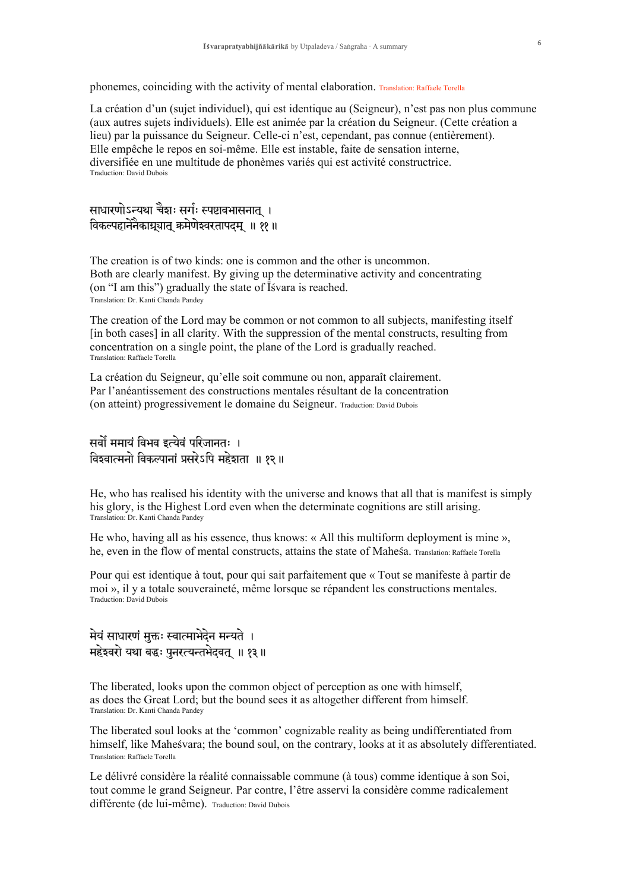phonemes, coinciding with the activity of mental elaboration. Translation: Raffaele Torella

La création d'un (sujet individuel), qui est identique au (Seigneur), n'est pas non plus commune (aux autres sujets individuels). Elle est animée par la création du Seigneur. (Cette création a lieu) par la puissance du Seigneur. Celle-ci n'est, cependant, pas connue (entièrement). Elle empêche le repos en soi-même. Elle est instable, faite de sensation interne, diversifiée en une multitude de phonèmes variés qui est activité constructrice.
Traduction: David Dubois

साधारणोऽन्यथा चैशः सर्गः स्पष्टावभासनात् ।
विकल्पहानेनैकाग्र्यात् क्रमेणेश्वरतापदम् ॥ ११ ॥

The creation is of two kinds: one is common and the other is uncommon.
Both are clearly manifest. By giving up the determinative activity and concentrating (on "I am this") gradually the state of Īśvara is reached.
Translation: Dr. Kanti Chanda Pandey

The creation of the Lord may be common or not common to all subjects, manifesting itself [in both cases] in all clarity. With the suppression of the mental constructs, resulting from concentration on a single point, the plane of the Lord is gradually reached.
Translation: Raffaele Torella

La création du Seigneur, qu'elle soit commune ou non, apparaît clairement.
Par l'anéantissement des constructions mentales résultant de la concentration (on atteint) progressivement le domaine du Seigneur. Traduction: David Dubois

सर्वो ममायं विभव इत्येवं परिजानतः ।
विश्वात्मनो विकल्पानां प्रसरेऽपि महेशता ॥ १२ ॥

He, who has realised his identity with the universe and knows that all that is manifest is simply his glory, is the Highest Lord even when the determinate cognitions are still arising.
Translation: Dr. Kanti Chanda Pandey

He who, having all as his essence, thus knows: « All this multiform deployment is mine », he, even in the flow of mental constructs, attains the state of Maheśa. Translation: Raffaele Torella

Pour qui est identique à tout, pour qui sait parfaitement que « Tout se manifeste à partir de moi », il y a totale souveraineté, même lorsque se répandent les constructions mentales.
Traduction: David Dubois

मेयं साधारणं मुक्तः स्वात्माभेदेन मन्यते ।
महेश्वरो यथा बद्धः पुनरत्यन्तभेदवत् ॥ १३ ॥

The liberated, looks upon the common object of perception as one with himself, as does the Great Lord; but the bound sees it as altogether different from himself.
Translation: Dr. Kanti Chanda Pandey

The liberated soul looks at the 'common' cognizable reality as being undifferentiated from himself, like Maheśvara; the bound soul, on the contrary, looks at it as absolutely differentiated.
Translation: Raffaele Torella

Le délivré considère la réalité connaissable commune (à tous) comme identique à son Soi, tout comme le grand Seigneur. Par contre, l'être asservi la considère comme radicalement différente (de lui-même). Traduction: David Dubois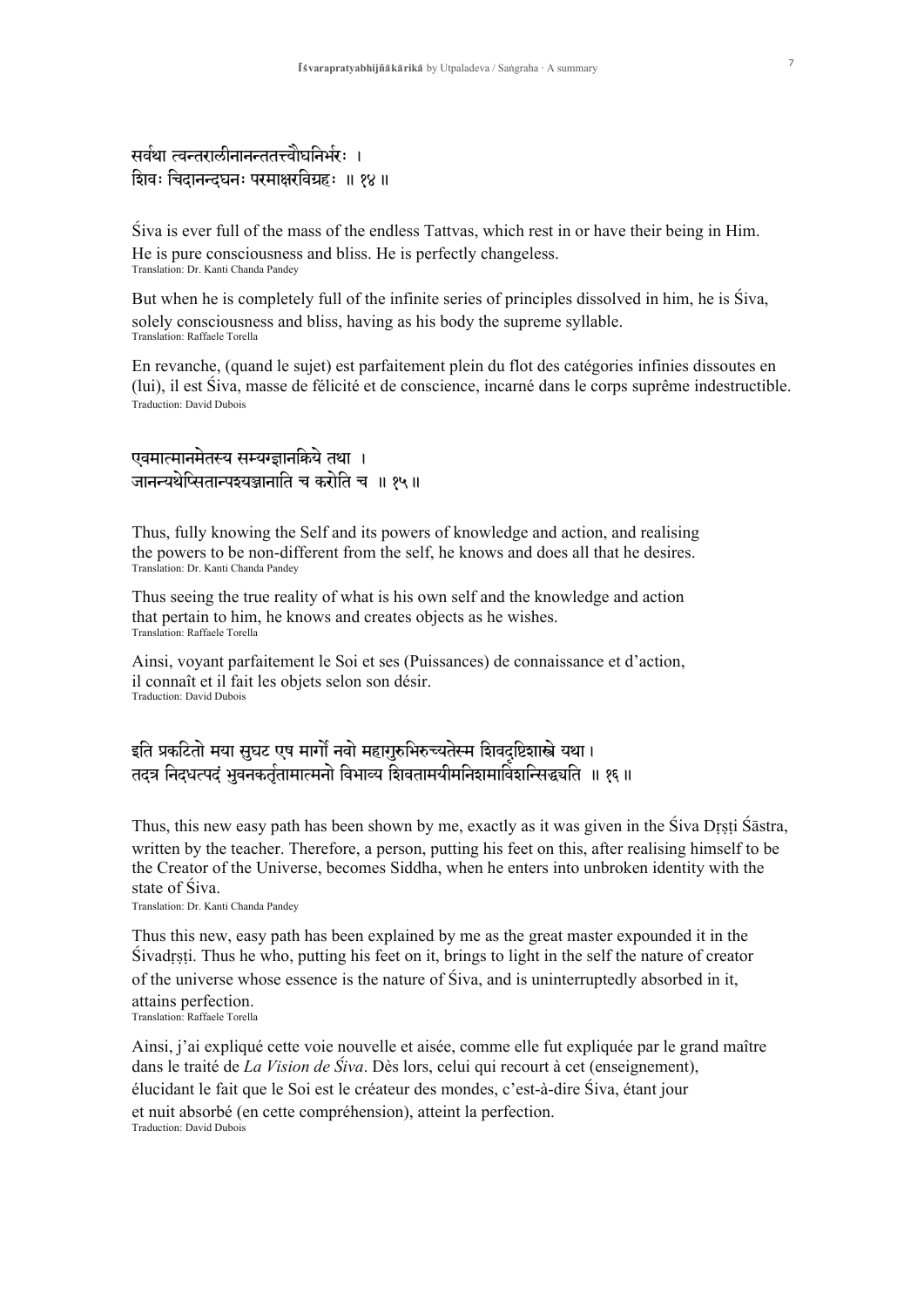सर्वथा त्वन्तरालीनानन्ततत्त्वौघनिर्भरः ।
शिवः चिदानन्दघनः परमाक्षरविग्रहः ॥ १४ ॥

Śiva is ever full of the mass of the endless Tattvas, which rest in or have their being in Him. He is pure consciousness and bliss. He is perfectly changeless.
Translation: Dr. Kanti Chanda Pandey

But when he is completely full of the infinite series of principles dissolved in him, he is Śiva, solely consciousness and bliss, having as his body the supreme syllable.
Translation: Raffaele Torella

En revanche, (quand le sujet) est parfaitement plein du flot des catégories infinies dissoutes en (lui), il est Śiva, masse de félicité et de conscience, incarné dans le corps suprême indestructible.
Traduction: David Dubois

एवमात्मानमेतस्य सम्यग्ज्ञानक्रिये तथा ।
जानन्यथेप्सितान्पश्यञ्जानाति च करोति च ॥ १५ ॥

Thus, fully knowing the Self and its powers of knowledge and action, and realising the powers to be non-different from the self, he knows and does all that he desires.
Translation: Dr. Kanti Chanda Pandey

Thus seeing the true reality of what is his own self and the knowledge and action that pertain to him, he knows and creates objects as he wishes.
Translation: Raffaele Torella

Ainsi, voyant parfaitement le Soi et ses (Puissances) de connaissance et d'action, il connaît et il fait les objets selon son désir.
Traduction: David Dubois

इति प्रकटितो मया सुघट एष मार्गो नवो महागुरुभिरुच्यतेस्म शिवदृष्टिशास्त्रे यथा ।
तदत्र निदधत्पदं भुवनकर्तृतामात्मनो विभाव्य शिवतामयीमनिशमाविशन्सिद्ध्यति ॥ १६ ॥

Thus, this new easy path has been shown by me, exactly as it was given in the Śiva Dṛṣṭi Śāstra, written by the teacher. Therefore, a person, putting his feet on this, after realising himself to be the Creator of the Universe, becomes Siddha, when he enters into unbroken identity with the state of Śiva.
Translation: Dr. Kanti Chanda Pandey

Thus this new, easy path has been explained by me as the great master expounded it in the Śivadṛṣṭi. Thus he who, putting his feet on it, brings to light in the self the nature of creator of the universe whose essence is the nature of Śiva, and is uninterruptedly absorbed in it, attains perfection.
Translation: Raffaele Torella

Ainsi, j'ai expliqué cette voie nouvelle et aisée, comme elle fut expliquée par le grand maître dans le traité de *La Vision de Śiva*. Dès lors, celui qui recourt à cet (enseignement), élucidant le fait que le Soi est le créateur des mondes, c'est-à-dire Śiva, étant jour et nuit absorbé (en cette compréhension), atteint la perfection.
Traduction: David Dubois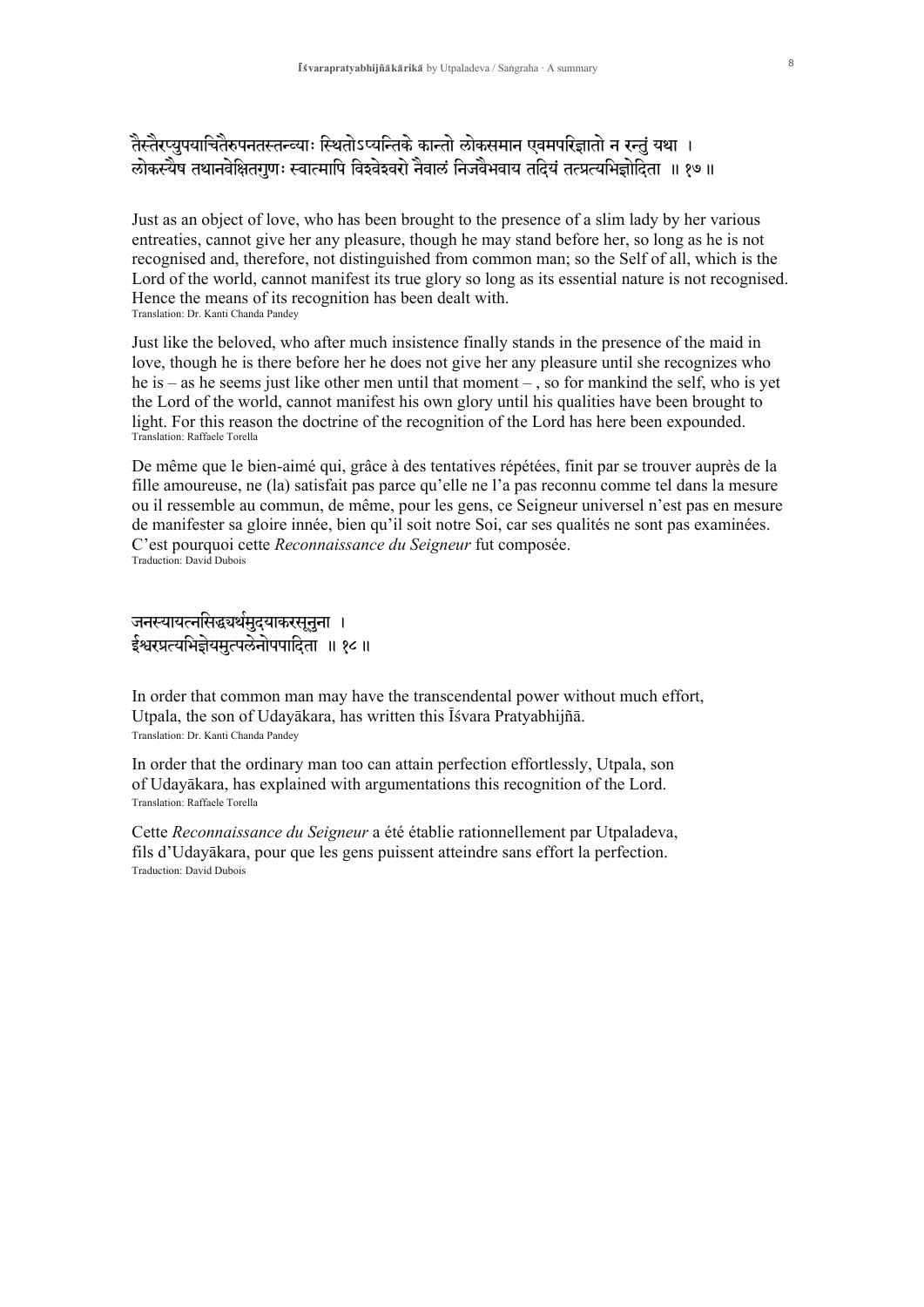तैस्तैरप्युपयाचितैरुपनतस्तन्व्याः स्थितोऽप्यन्तिके कान्तो लोकसमान एवमपरिज्ञातो न रन्तुं यथा ।
लोकस्यैष तथानवेक्षितगुणः स्वात्मापि विश्वेश्वरो नैवालं निजवैभवाय तदियं तत्प्रत्यभिज्ञोदिता ॥ १७ ॥

Just as an object of love, who has been brought to the presence of a slim lady by her various entreaties, cannot give her any pleasure, though he may stand before her, so long as he is not recognised and, therefore, not distinguished from common man; so the Self of all, which is the Lord of the world, cannot manifest its true glory so long as its essential nature is not recognised. Hence the means of its recognition has been dealt with.
Translation: Dr. Kanti Chanda Pandey

Just like the beloved, who after much insistence finally stands in the presence of the maid in love, though he is there before her he does not give her any pleasure until she recognizes who he is – as he seems just like other men until that moment – , so for mankind the self, who is yet the Lord of the world, cannot manifest his own glory until his qualities have been brought to light. For this reason the doctrine of the recognition of the Lord has here been expounded.
Translation: Raffaele Torella

De même que le bien-aimé qui, grâce à des tentatives répétées, finit par se trouver auprès de la fille amoureuse, ne (la) satisfait pas parce qu'elle ne l'a pas reconnu comme tel dans la mesure ou il ressemble au commun, de même, pour les gens, ce Seigneur universel n'est pas en mesure de manifester sa gloire innée, bien qu'il soit notre Soi, car ses qualités ne sont pas examinées. C'est pourquoi cette *Reconnaissance du Seigneur* fut composée.
Traduction: David Dubois

जनस्यायत्नसिद्धयर्थमुदयाकरसूनुना ।
ईश्वरप्रत्यभिज्ञेयमुत्पलेनोपपादिता ॥ १८ ॥

In order that common man may have the transcendental power without much effort, Utpala, the son of Udayākara, has written this Īśvara Pratyabhijñā.
Translation: Dr. Kanti Chanda Pandey

In order that the ordinary man too can attain perfection effortlessly, Utpala, son of Udayākara, has explained with argumentations this recognition of the Lord.
Translation: Raffaele Torella

Cette *Reconnaissance du Seigneur* a été établie rationnellement par Utpaladeva, fils d'Udayākara, pour que les gens puissent atteindre sans effort la perfection.
Traduction: David Dubois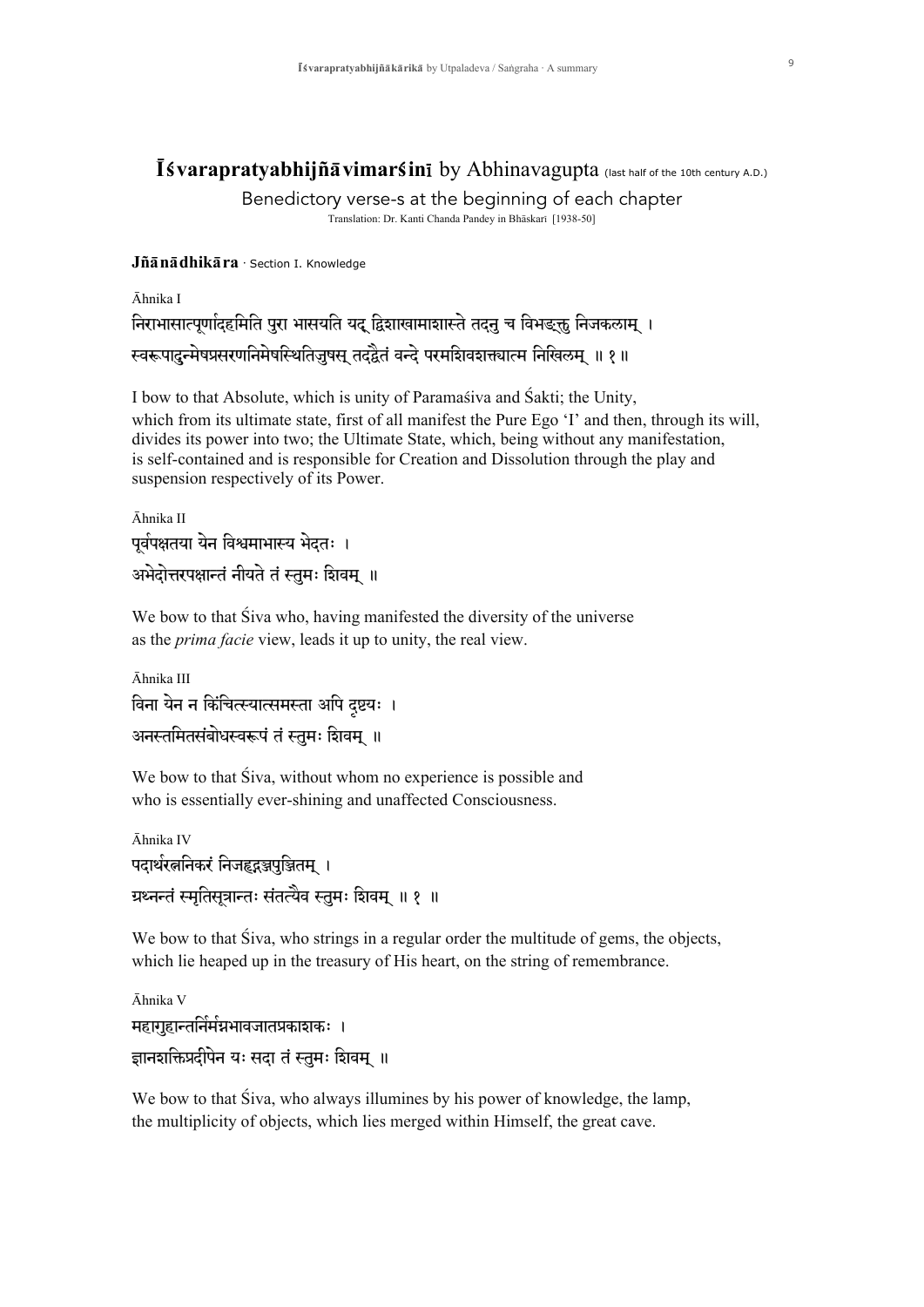## **Īśvarapratyabhijñāvimarśinī** by Abhinavagupta (last half of the 10th century A.D.)

Benedictory verse-s at the beginning of each chapter

Translation: Dr. Kanti Chanda Pandey in Bhāskarī [1938-50]

**Jñānādhikāra** · Section I. Knowledge

Āhnika I

निराभासात्पूर्णादहमिति पुरा भासयति यद् द्विशाखामाशास्ते तदनु च विभङ्क्तु निजकलाम् ।
स्वरूपादुन्मेषप्रसरणनिमेषस्थितिजुषस् तदद्वैतं वन्दे परमशिवशक्त्यात्म निखिलम् ॥ १ ॥

I bow to that Absolute, which is unity of Paramaśiva and Śakti; the Unity, which from its ultimate state, first of all manifest the Pure Ego 'I' and then, through its will, divides its power into two; the Ultimate State, which, being without any manifestation, is self-contained and is responsible for Creation and Dissolution through the play and suspension respectively of its Power.

Āhnika II

पूर्वपक्षतया येन विश्वमाभास्य भेदतः ।
अभेदोत्तरपक्षान्तं नीयते तं स्तुमः शिवम् ॥

We bow to that Śiva who, having manifested the diversity of the universe as the *prima facie* view, leads it up to unity, the real view.

Āhnika III

विना येन न किंचित्स्यात्समस्ता अपि दृष्टयः ।
अनस्तमितसंबोधस्वरूपं तं स्तुमः शिवम् ॥

We bow to that Śiva, without whom no experience is possible and who is essentially ever-shining and unaffected Consciousness.

Āhnika IV

पदार्थरत्ननिकरं निजहृद्गञ्जपुञ्जितम् ।
ग्रथ्नन्तं स्मृतिसूत्रान्तः संतत्यैव स्तुमः शिवम् ॥ १ ॥

We bow to that Śiva, who strings in a regular order the multitude of gems, the objects, which lie heaped up in the treasury of His heart, on the string of remembrance.

Āhnika V

महागुहान्तर्निर्मग्नभावजातप्रकाशकः ।
ज्ञानशक्तिप्रदीपेन यः सदा तं स्तुमः शिवम् ॥

We bow to that Śiva, who always illumines by his power of knowledge, the lamp, the multiplicity of objects, which lies merged within Himself, the great cave.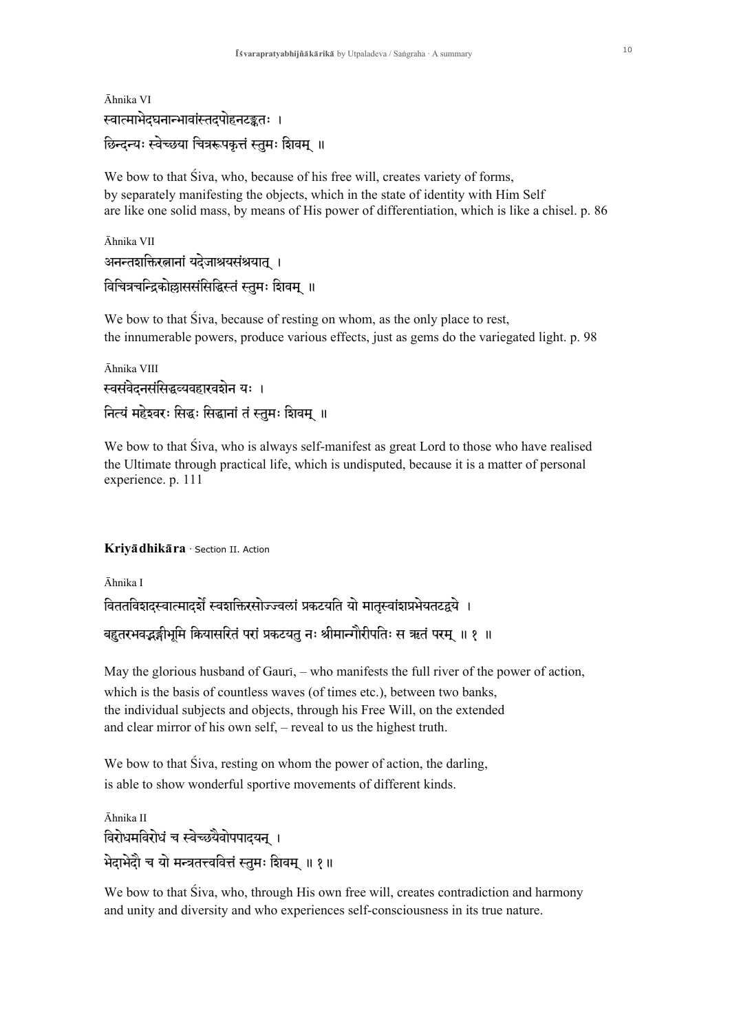Āhnika VI

स्वात्माभेदघनान्भावांस्तदपोहनटङ्कतः ।
छिन्दन्यः स्वेच्छया चित्ररूपकृत्तं स्तुमः शिवम् ॥

We bow to that Śiva, who, because of his free will, creates variety of forms,
by separately manifesting the objects, which in the state of identity with Him Self
are like one solid mass, by means of His power of differentiation, which is like a chisel. p. 86

Āhnika VII

अनन्तशक्तिरत्नानां यदेजाश्रयसंश्रयात् ।
विचित्रचन्द्रिकोल्लाससंसिद्धिस्तं स्तुमः शिवम् ॥

We bow to that Śiva, because of resting on whom, as the only place to rest,
the innumerable powers, produce various effects, just as gems do the variegated light. p. 98

Āhnika VIII

स्वसंवेदनसंसिद्धव्यवहारवशेन यः ।
नित्यं महेश्वरः सिद्धः सिद्धानां तं स्तुमः शिवम् ॥

We bow to that Śiva, who is always self-manifest as great Lord to those who have realised
the Ultimate through practical life, which is undisputed, because it is a matter of personal
experience. p. 111

**Kriyādhikāra** · Section II. Action

Āhnika I

विततविशदस्वात्मादर्शे स्वशक्तिरसोज्ज्वलां प्रकटयति यो मातृस्वांशप्रमेयतटद्वये ।
बहुतरभवद्भङ्गीभूमिं क्रियासरितं परां प्रकटयतु नः श्रीमान्गौरीपतिः स ऋतं परम् ॥ १ ॥

May the glorious husband of Gaurī, – who manifests the full river of the power of action,
which is the basis of countless waves (of times etc.), between two banks,
the individual subjects and objects, through his Free Will, on the extended
and clear mirror of his own self, – reveal to us the highest truth.

We bow to that Śiva, resting on whom the power of action, the darling,
is able to show wonderful sportive movements of different kinds.

Āhnika II

विरोधमविरोधं च स्वेच्छयैवोपपादयन् ।
भेदाभेदौ च यो मन्त्रतत्त्ववित्तं स्तुमः शिवम् ॥ १ ॥

We bow to that Śiva, who, through His own free will, creates contradiction and harmony
and unity and diversity and who experiences self-consciousness in its true nature.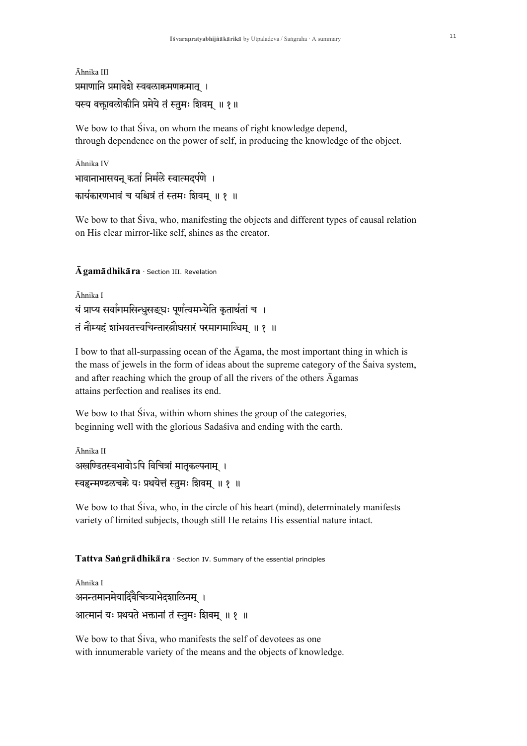Āhnika III

प्रमाणानि प्रमावेशे स्वबलाक्रमणक्रमात् ।
यस्य वक्त्रावलोकीनि प्रमेये तं स्तुमः शिवम् ॥ १॥

We bow to that Śiva, on whom the means of right knowledge depend,
through dependence on the power of self, in producing the knowledge of the object.

Āhnika IV

भावानाभासयन् कर्ता निर्मले स्वात्मदर्पणे ।
कार्यकारणभावं च यश्चित्रं तं स्तमः शिवम् ॥ १ ॥

We bow to that Śiva, who, manifesting the objects and different types of causal relation
on His clear mirror-like self, shines as the creator.

## **Āgamādhikāra** · Section III. Revelation

Āhnika I

यं प्राप्य सर्वागमसिन्धुसङ्घः पूर्णत्वमभ्येति कृतार्थतां च ।
तं नौम्यहं शांभवतत्त्वचिन्तारत्नौघसारं परमागमाब्धिम् ॥ १ ॥

I bow to that all-surpassing ocean of the Āgama, the most important thing in which is
the mass of jewels in the form of ideas about the supreme category of the Śaiva system,
and after reaching which the group of all the rivers of the others Āgamas
attains perfection and realises its end.

We bow to that Śiva, within whom shines the group of the categories,
beginning well with the glorious Sadāśiva and ending with the earth.

Āhnika II

अखण्डितस्वभावोऽपि विचित्रां मातृकल्पनाम् ।
स्वहृन्मण्डलचक्रे यः प्रथयेत्तं स्तुमः शिवम् ॥ १ ॥

We bow to that Śiva, who, in the circle of his heart (mind), determinately manifests
variety of limited subjects, though still He retains His essential nature intact.

## **Tattva Saṅgrādhikāra** · Section IV. Summary of the essential principles

Āhnika I

अनन्तमानमेयादिवैचित्र्याभेदशालिनम् ।
आत्मानं यः प्रथयते भक्तानां तं स्तुमः शिवम् ॥ १ ॥

We bow to that Śiva, who manifests the self of devotees as one
with innumerable variety of the means and the objects of knowledge.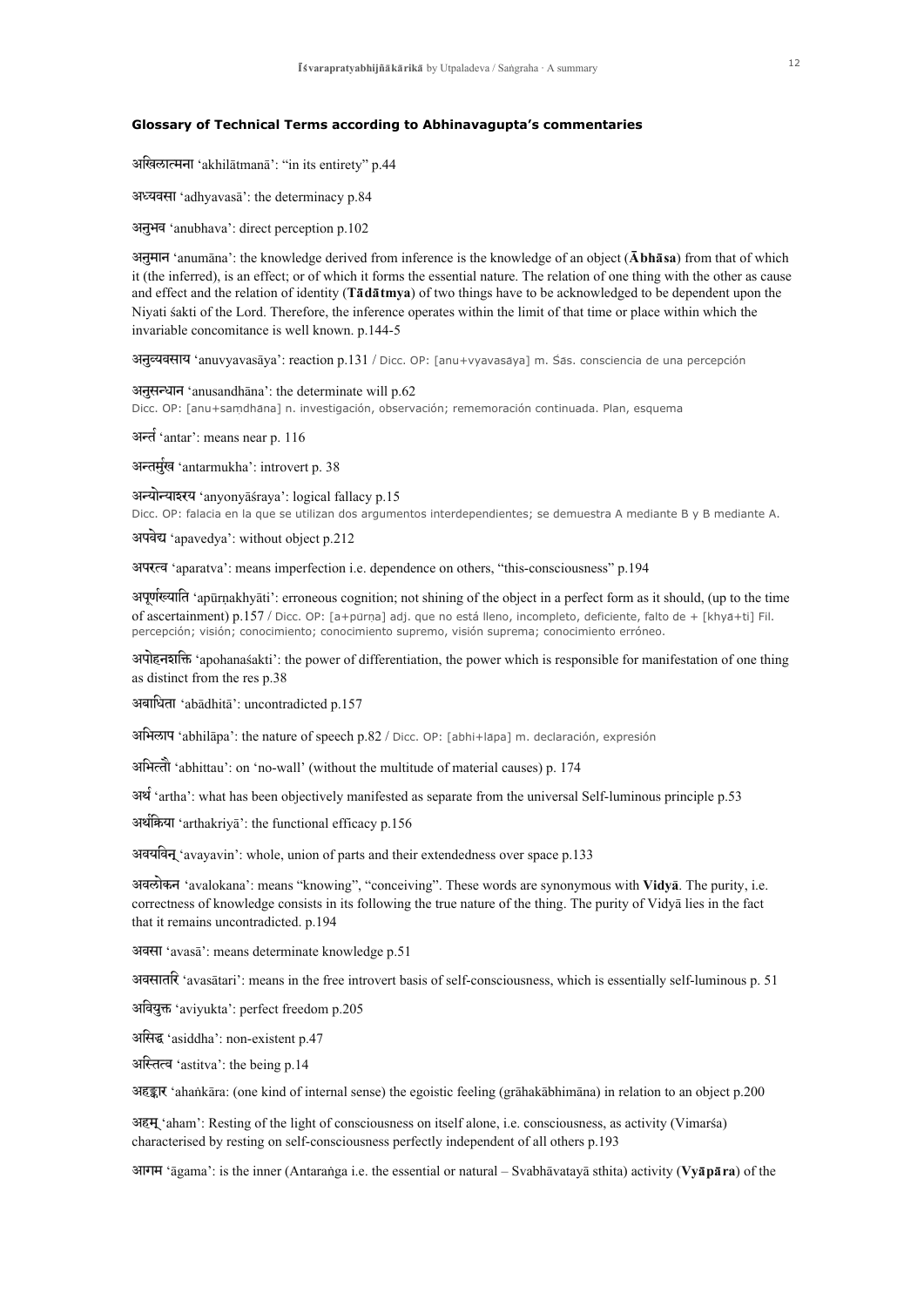### Glossary of Technical Terms according to Abhinavagupta's commentaries

अखिलात्मना 'akhilātmanā': "in its entirety" p.44

अध्यवसा 'adhyavasā': the determinacy p.84

अनुभव 'anubhava': direct perception p.102

अनुमान 'anumāna': the knowledge derived from inference is the knowledge of an object (**Ābhāsa**) from that of which it (the inferred), is an effect; or of which it forms the essential nature. The relation of one thing with the other as cause and effect and the relation of identity (**Tādātmya**) of two things have to be acknowledged to be dependent upon the Niyati śakti of the Lord. Therefore, the inference operates within the limit of that time or place within which the invariable concomitance is well known. p.144-5

अनुव्यवसाय 'anuvyavasāya': reaction p.131 / Dicc. OP: [anu+vyavasāya] m. Śās. consciencia de una percepción

अनुसन्धान 'anusandhāna': the determinate will p.62
Dicc. OP: [anu+saṃdhāna] n. investigación, observación; rememoración continuada. Plan, esquema

अन्त 'antar': means near p. 116

अन्तर्मुख 'antarmukha': introvert p. 38

अन्योन्याश्रय 'anyonyāśraya': logical fallacy p.15
Dicc. OP: falacia en la que se utilizan dos argumentos interdependientes; se demuestra A mediante B y B mediante A.

अपवेद्य 'apavedya': without object p.212

अपरत्व 'aparatva': means imperfection i.e. dependence on others, "this-consciousness" p.194

अपूर्णख्याति 'apūrṇakhyāti': erroneous cognition; not shining of the object in a perfect form as it should, (up to the time of ascertainment) p.157 / Dicc. OP: [a+pūrṇa] adj. que no está lleno, incompleto, deficiente, falto de + [khyā+ti] Fil. percepción; visión; conocimiento; conocimiento supremo, visión suprema; conocimiento erróneo.

अपोहनशक्ति 'apohanaśakti': the power of differentiation, the power which is responsible for manifestation of one thing as distinct from the res p.38

अबाधिता 'abādhitā': uncontradicted p.157

अभिलाप 'abhilāpa': the nature of speech p.82 / Dicc. OP: [abhi+lāpa] m. declaración, expresión

अभित्तौ 'abhittau': on 'no-wall' (without the multitude of material causes) p. 174

अर्थ 'artha': what has been objectively manifested as separate from the universal Self-luminous principle p.53

अर्थक्रिया 'arthakriyā': the functional efficacy p.156

अवयविन् 'avayavin': whole, union of parts and their extendedness over space p.133

अवलोकन 'avalokana': means "knowing", "conceiving". These words are synonymous with **Vidyā**. The purity, i.e. correctness of knowledge consists in its following the true nature of the thing. The purity of Vidyā lies in the fact that it remains uncontradicted. p.194

अवसा 'avasā': means determinate knowledge p.51

अवसातरि 'avasātari': means in the free introvert basis of self-consciousness, which is essentially self-luminous p. 51

अवियुक्त 'aviyukta': perfect freedom p.205

असिद्ध 'asiddha': non-existent p.47

अस्तित्व 'astitva': the being p.14

अहङ्कार 'ahaṅkāra: (one kind of internal sense) the egoistic feeling (grāhakābhimāna) in relation to an object p.200

अहम् 'aham': Resting of the light of consciousness on itself alone, i.e. consciousness, as activity (Vimarśa) characterised by resting on self-consciousness perfectly independent of all others p.193

आगम 'āgama': is the inner (Antaraṅga i.e. the essential or natural – Svabhāvatayā sthita) activity (**Vyāpāra**) of the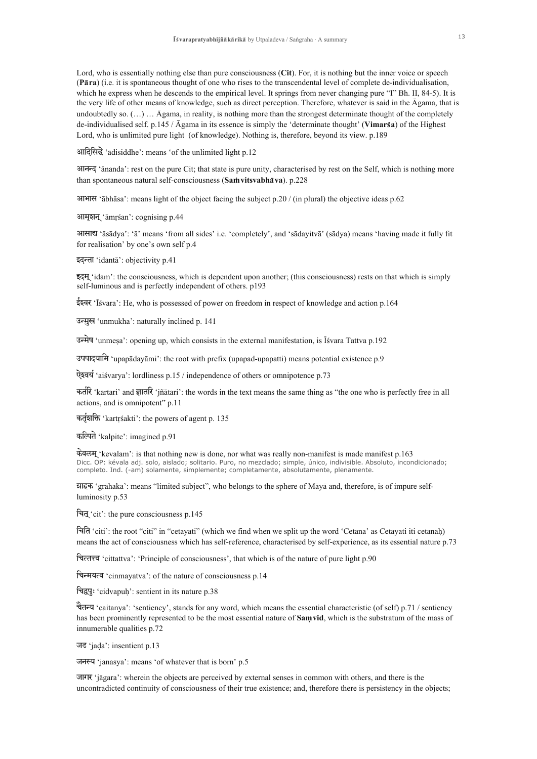Lord, who is essentially nothing else than pure consciousness (**Cit**). For, it is nothing but the inner voice or speech (**Pāra**) (i.e. it is spontaneous thought of one who rises to the transcendental level of complete de-individualisation, which he express when he descends to the empirical level. It springs from never changing pure "I" Bh. II, 84-5). It is the very life of other means of knowledge, such as direct perception. Therefore, whatever is said in the Āgama, that is undoubtedly so. (…) … Āgama, in reality, is nothing more than the strongest determinate thought of the completely de-individualised self. p.145 / Āgama in its essence is simply the 'determinate thought' (**Vimarśa**) of the Highest Lord, who is unlimited pure light (of knowledge). Nothing is, therefore, beyond its view. p.189

आदिसिद्धे 'ādisiddhe': means 'of the unlimited light p.12

आनन्द 'ānanda': rest on the pure Cit; that state is pure unity, characterised by rest on the Self, which is nothing more than spontaneous natural self-consciousness (**Saṁvitsvabhāva**). p.228

आभास 'ābhāsa': means light of the object facing the subject p.20 / (in plural) the objective ideas p.62

आमृशन् 'āmṛśan': cognising p.44

आसाद्य 'āsādya': 'ā' means 'from all sides' i.e. 'completely', and 'sādayitvā' (sādya) means 'having made it fully fit for realisation' by one's own self p.4

इदन्ता 'idantā': objectivity p.41

इदम् 'idam': the consciousness, which is dependent upon another; (this consciousness) rests on that which is simply self-luminous and is perfectly independent of others. p193

ईश्वर 'Īśvara': He, who is possessed of power on freedom in respect of knowledge and action p.164

उन्मुख 'unmukha': naturally inclined p. 141

उन्मेष 'unmeṣa': opening up, which consists in the external manifestation, is Īśvara Tattva p.192

उपपादयामि 'upapādayāmi': the root with prefix (upapad-upapatti) means potential existence p.9

ऐश्वर्य 'aiśvarya': lordliness p.15 / independence of others or omnipotence p.73

कर्तरि 'kartari' and ज्ञातरि 'jñātari': the words in the text means the same thing as "the one who is perfectly free in all actions, and is omnipotent" p.11

कर्तृशक्ति 'kartṛśakti': the powers of agent p. 135

कल्पिते 'kalpite': imagined p.91

केवलम् 'kevalam': is that nothing new is done, nor what was really non-manifest is made manifest p.163
Dicc. OP: kévala adj. solo, aislado; solitario. Puro, no mezclado; simple, único, indivisible. Absoluto, incondicionado; completo. Ind. (-am) solamente, simplemente; completamente, absolutamente, plenamente.

ग्राहक 'grāhaka': means "limited subject", who belongs to the sphere of Māyā and, therefore, is of impure self-luminosity p.53

चित् 'cit': the pure consciousness p.145

चिति 'citi': the root "citi" in "cetayati" (which we find when we split up the word 'Cetana' as Cetayati iti cetanaḥ) means the act of consciousness which has self-reference, characterised by self-experience, as its essential nature p.73

चित्तत्त्व 'cittattva': 'Principle of consciousness', that which is of the nature of pure light p.90

चिन्मयत्व 'cinmayatva': of the nature of consciousness p.14

चिद्वपुः 'cidvapuḥ': sentient in its nature p.38

चैतन्य 'caitanya': 'sentiency', stands for any word, which means the essential characteristic (of self) p.71 / sentiency has been prominently represented to be the most essential nature of **Saṃvid**, which is the substratum of the mass of innumerable qualities p.72

जड 'jaḍa': insentient p.13

जनस्य 'janasya': means 'of whatever that is born' p.5

जागर 'jāgara': wherein the objects are perceived by external senses in common with others, and there is the uncontradicted continuity of consciousness of their true existence; and, therefore there is persistency in the objects;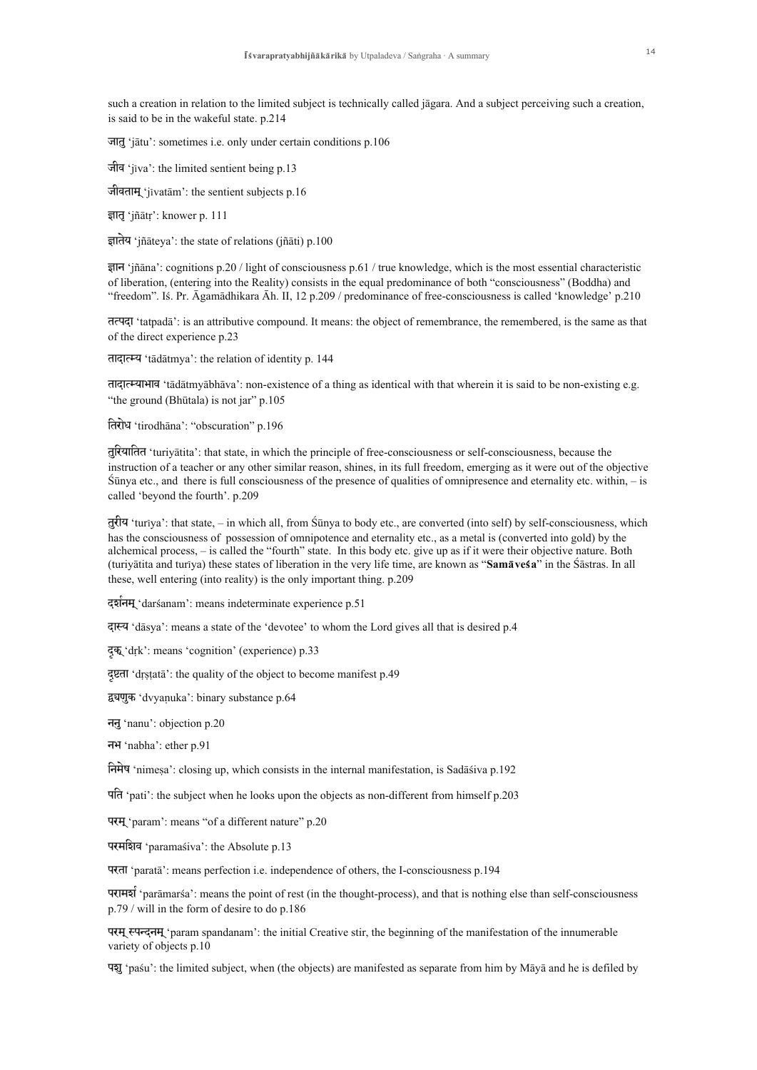such a creation in relation to the limited subject is technically called jāgara. And a subject perceiving such a creation, is said to be in the wakeful state. p.214

जातु 'jātu': sometimes i.e. only under certain conditions p.106

जीव 'jīva': the limited sentient being p.13

जीवताम् 'jīvatām': the sentient subjects p.16

ज्ञातृ 'jñātṛ': knower p. 111

ज्ञातेय 'jñāteya': the state of relations (jñāti) p.100

ज्ञान 'jñāna': cognitions p.20 / light of consciousness p.61 / true knowledge, which is the most essential characteristic of liberation, (entering into the Reality) consists in the equal predominance of both "consciousness" (Boddha) and "freedom". Iś. Pr. Āgamādhikara Āh. II, 12 p.209 / predominance of free-consciousness is called 'knowledge' p.210

तत्पदा 'tatpadā': is an attributive compound. It means: the object of remembrance, the remembered, is the same as that of the direct experience p.23

तादात्म्य 'tādātmya': the relation of identity p. 144

तादात्म्याभाव 'tādātmyābhāva': non-existence of a thing as identical with that wherein it is said to be non-existing e.g. "the ground (Bhūtala) is not jar" p.105

तिरोध 'tirodhāna': "obscuration" p.196

तुरियातित 'turiyātita': that state, in which the principle of free-consciousness or self-consciousness, because the instruction of a teacher or any other similar reason, shines, in its full freedom, emerging as it were out of the objective Śūnya etc., and there is full consciousness of the presence of qualities of omnipresence and eternality etc. within, – is called 'beyond the fourth'. p.209

तुरीय 'turīya': that state, – in which all, from Śūnya to body etc., are converted (into self) by self-consciousness, which has the consciousness of possession of omnipotence and eternality etc., as a metal is (converted into gold) by the alchemical process, – is called the "fourth" state. In this body etc. give up as if it were their objective nature. Both (turiyātita and turīya) these states of liberation in the very life time, are known as "**Samāveśa**" in the Śāstras. In all these, well entering (into reality) is the only important thing. p.209

दर्शनम् 'darśanam': means indeterminate experience p.51

दास्य 'dāsya': means a state of the 'devotee' to whom the Lord gives all that is desired p.4

दृक् 'dṛk': means 'cognition' (experience) p.33

दृष्टता 'dṛṣṭatā': the quality of the object to become manifest p.49

द्व्यणुक 'dvyaṇuka': binary substance p.64

ननु 'nanu': objection p.20

नभ 'nabha': ether p.91

निमेष 'nimeṣa': closing up, which consists in the internal manifestation, is Sadāśiva p.192

पति 'pati': the subject when he looks upon the objects as non-different from himself p.203

परम् 'param': means "of a different nature" p.20

परमशिव 'paramaśiva': the Absolute p.13

परता 'paratā': means perfection i.e. independence of others, the I-consciousness p.194

परामर्श 'parāmarśa': means the point of rest (in the thought-process), and that is nothing else than self-consciousness p.79 / will in the form of desire to do p.186

परम् स्पन्दनम् 'param spandanam': the initial Creative stir, the beginning of the manifestation of the innumerable variety of objects p.10

पशु 'paśu': the limited subject, when (the objects) are manifested as separate from him by Māyā and he is defiled by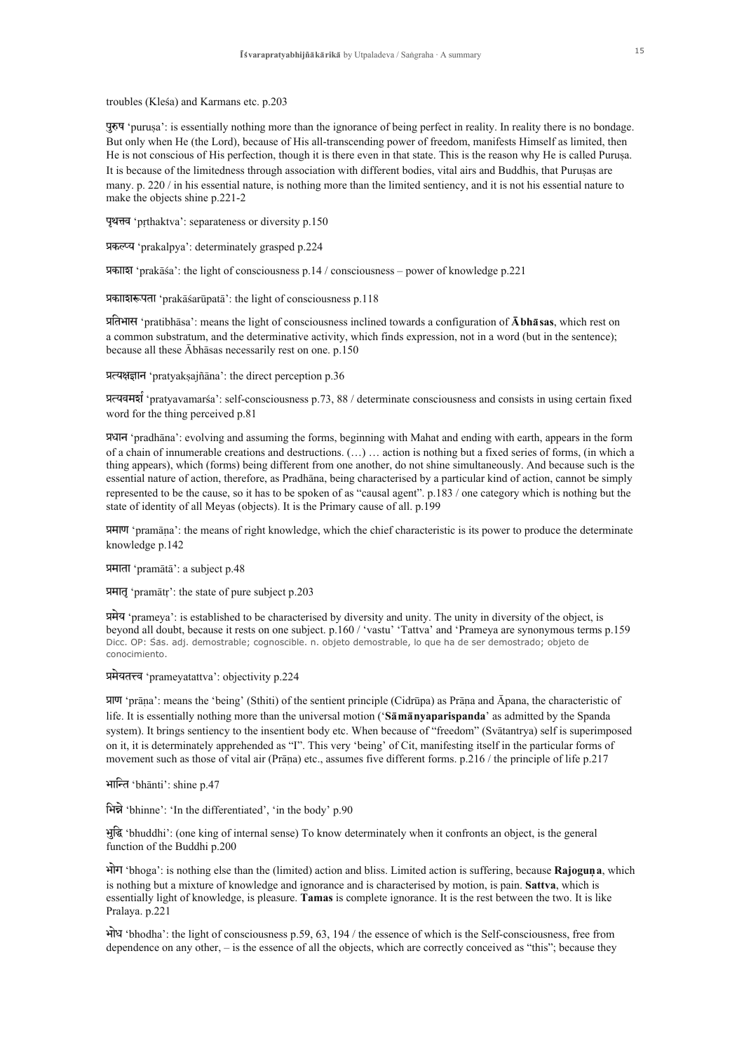troubles (Kleśa) and Karmans etc. p.203

पुरुष 'puruṣa': is essentially nothing more than the ignorance of being perfect in reality. In reality there is no bondage. But only when He (the Lord), because of His all-transcending power of freedom, manifests Himself as limited, then He is not conscious of His perfection, though it is there even in that state. This is the reason why He is called Puruṣa. It is because of the limitedness through association with different bodies, vital airs and Buddhis, that Puruṣas are many. p. 220 / in his essential nature, is nothing more than the limited sentiency, and it is not his essential nature to make the objects shine p.221-2

पृथक्त्व 'pṛthaktva': separateness or diversity p.150

प्रकल्प्य 'prakalpya': determinately grasped p.224

प्रकाश 'prakāśa': the light of consciousness p.14 / consciousness – power of knowledge p.221

प्रकाशरूपता 'prakāśarūpatā': the light of consciousness p.118

प्रतिभास 'pratibhāsa': means the light of consciousness inclined towards a configuration of **Ābhāsas**, which rest on a common substratum, and the determinative activity, which finds expression, not in a word (but in the sentence); because all these Ābhāsas necessarily rest on one. p.150

प्रत्यक्षज्ञान 'pratyakṣajñāna': the direct perception p.36

प्रत्यवमर्श 'pratyavamarśa': self-consciousness p.73, 88 / determinate consciousness and consists in using certain fixed word for the thing perceived p.81

प्रधान 'pradhāna': evolving and assuming the forms, beginning with Mahat and ending with earth, appears in the form of a chain of innumerable creations and destructions. (…) … action is nothing but a fixed series of forms, (in which a thing appears), which (forms) being different from one another, do not shine simultaneously. And because such is the essential nature of action, therefore, as Pradhāna, being characterised by a particular kind of action, cannot be simply represented to be the cause, so it has to be spoken of as "causal agent". p.183 / one category which is nothing but the state of identity of all Meyas (objects). It is the Primary cause of all. p.199

प्रमाण 'pramāṇa': the means of right knowledge, which the chief characteristic is its power to produce the determinate knowledge p.142

प्रमाता 'pramātā': a subject p.48

प्रमातृ 'pramātṛ': the state of pure subject p.203

प्रमेय 'prameya': is established to be characterised by diversity and unity. The unity in diversity of the object, is beyond all doubt, because it rests on one subject. p.160 / 'vastu' 'Tattva' and 'Prameya are synonymous terms p.159
Dicc. OP: Śās. adj. demostrable; cognoscible. n. objeto demostrable, lo que ha de ser demostrado; objeto de conocimiento.

प्रमेयतत्त्व 'prameyatattva': objectivity p.224

प्राण 'prāṇa': means the 'being' (Sthiti) of the sentient principle (Cidrūpa) as Prāṇa and Āpana, the characteristic of life. It is essentially nothing more than the universal motion ('**Sāmānyaparispanda**' as admitted by the Spanda system). It brings sentiency to the insentient body etc. When because of "freedom" (Svātantrya) self is superimposed on it, it is determinately apprehended as "I". This very 'being' of Cit, manifesting itself in the particular forms of movement such as those of vital air (Prāṇa) etc., assumes five different forms. p.216 / the principle of life p.217

भान्ति 'bhānti': shine p.47

भिन्ने 'bhinne': 'In the differentiated', 'in the body' p.90

भुद्धि 'bhuddhi': (one king of internal sense) To know determinately when it confronts an object, is the general function of the Buddhi p.200

भोग 'bhoga': is nothing else than the (limited) action and bliss. Limited action is suffering, because **Rajoguṇa**, which is nothing but a mixture of knowledge and ignorance and is characterised by motion, is pain. **Sattva**, which is essentially light of knowledge, is pleasure. **Tamas** is complete ignorance. It is the rest between the two. It is like Pralaya. p.221

भोध 'bhodha': the light of consciousness p.59, 63, 194 / the essence of which is the Self-consciousness, free from dependence on any other, – is the essence of all the objects, which are correctly conceived as "this"; because they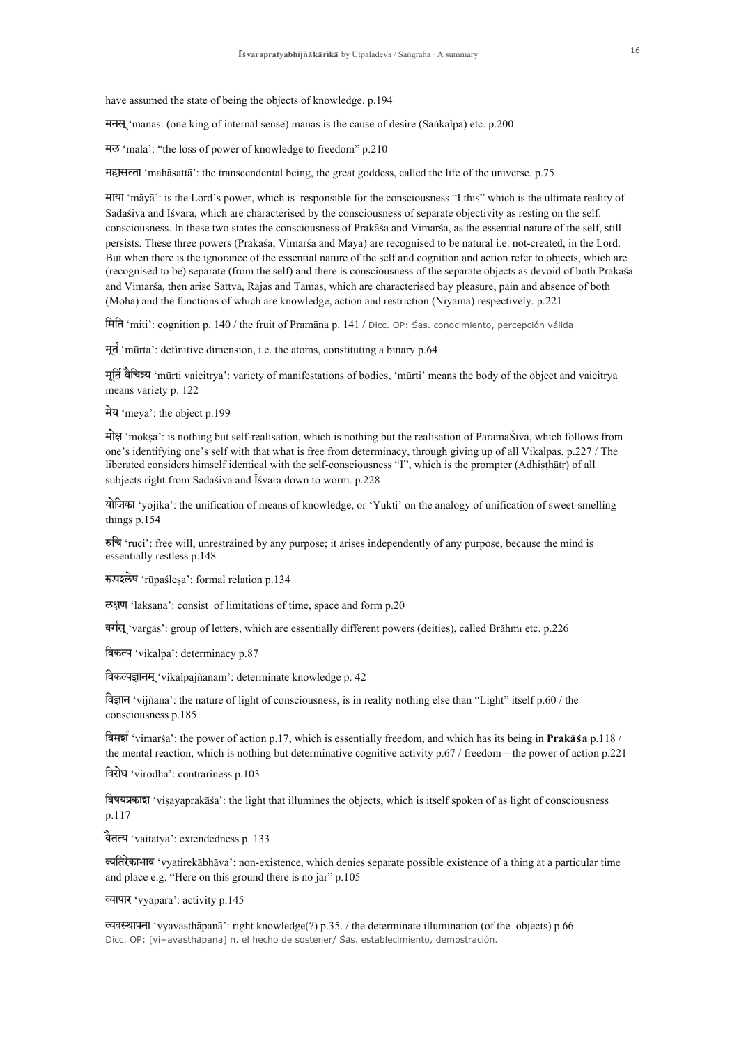have assumed the state of being the objects of knowledge. p.194

मनस् 'manas: (one king of internal sense) manas is the cause of desire (Saṅkalpa) etc. p.200

मल 'mala': "the loss of power of knowledge to freedom" p.210

महासत्ता 'mahāsattā': the transcendental being, the great goddess, called the life of the universe. p.75

माया 'māyā': is the Lord's power, which is responsible for the consciousness "I this" which is the ultimate reality of Sadāśiva and Īśvara, which are characterised by the consciousness of separate objectivity as resting on the self. consciousness. In these two states the consciousness of Prakāśa and Vimarśa, as the essential nature of the self, still persists. These three powers (Prakāśa, Vimarśa and Māyā) are recognised to be natural i.e. not-created, in the Lord. But when there is the ignorance of the essential nature of the self and cognition and action refer to objects, which are (recognised to be) separate (from the self) and there is consciousness of the separate objects as devoid of both Prakāśa and Vimarśa, then arise Sattva, Rajas and Tamas, which are characterised bay pleasure, pain and absence of both (Moha) and the functions of which are knowledge, action and restriction (Niyama) respectively. p.221

मिति 'miti': cognition p. 140 / the fruit of Pramāṇa p. 141 / Dicc. OP: Śas. conocimiento, percepción válida

मूर्त 'mūrta': definitive dimension, i.e. the atoms, constituting a binary p.64

मूर्ति वैचित्र्य 'mūrti vaicitrya': variety of manifestations of bodies, 'mūrti' means the body of the object and vaicitrya means variety p. 122

मेय 'meya': the object p.199

मोक्ष 'mokṣa': is nothing but self-realisation, which is nothing but the realisation of ParamaŚiva, which follows from one's identifying one's self with that what is free from determinacy, through giving up of all Vikalpas. p.227 / The liberated considers himself identical with the self-consciousness "I", which is the prompter (Adhiṣṭhātṛ) of all subjects right from Sadāśiva and Īśvara down to worm. p.228

योजिका 'yojikā': the unification of means of knowledge, or 'Yukti' on the analogy of unification of sweet-smelling things p.154

रुचि 'ruci': free will, unrestrained by any purpose; it arises independently of any purpose, because the mind is essentially restless p.148

रूपश्लेष 'rūpaśleṣa': formal relation p.134

लक्षण 'lakṣaṇa': consist of limitations of time, space and form p.20

वर्गस् 'vargas': group of letters, which are essentially different powers (deities), called Brāhmī etc. p.226

विकल्प 'vikalpa': determinacy p.87

विकल्पज्ञानम् 'vikalpajñānam': determinate knowledge p. 42

विज्ञान 'vijñāna': the nature of light of consciousness, is in reality nothing else than "Light" itself p.60 / the consciousness p.185

विमर्श 'vimarśa': the power of action p.17, which is essentially freedom, and which has its being in **Prakāśa** p.118 / the mental reaction, which is nothing but determinative cognitive activity p.67 / freedom – the power of action p.221

विरोध 'virodha': contrariness p.103

विषयप्रकाश 'viṣayaprakāśa': the light that illumines the objects, which is itself spoken of as light of consciousness p.117

वैतत्य 'vaitatya': extendedness p. 133

व्यतिरेकाभाव 'vyatirekābhāva': non-existence, which denies separate possible existence of a thing at a particular time and place e.g. "Here on this ground there is no jar" p.105

व्यापार 'vyāpāra': activity p.145

व्यवस्थापना 'vyavasthāpanā': right knowledge(?) p.35. / the determinate illumination (of the objects) p.66
Dicc. OP: [vi+avasthāpana] n. el hecho de sostener/ Śas. establecimiento, demostración.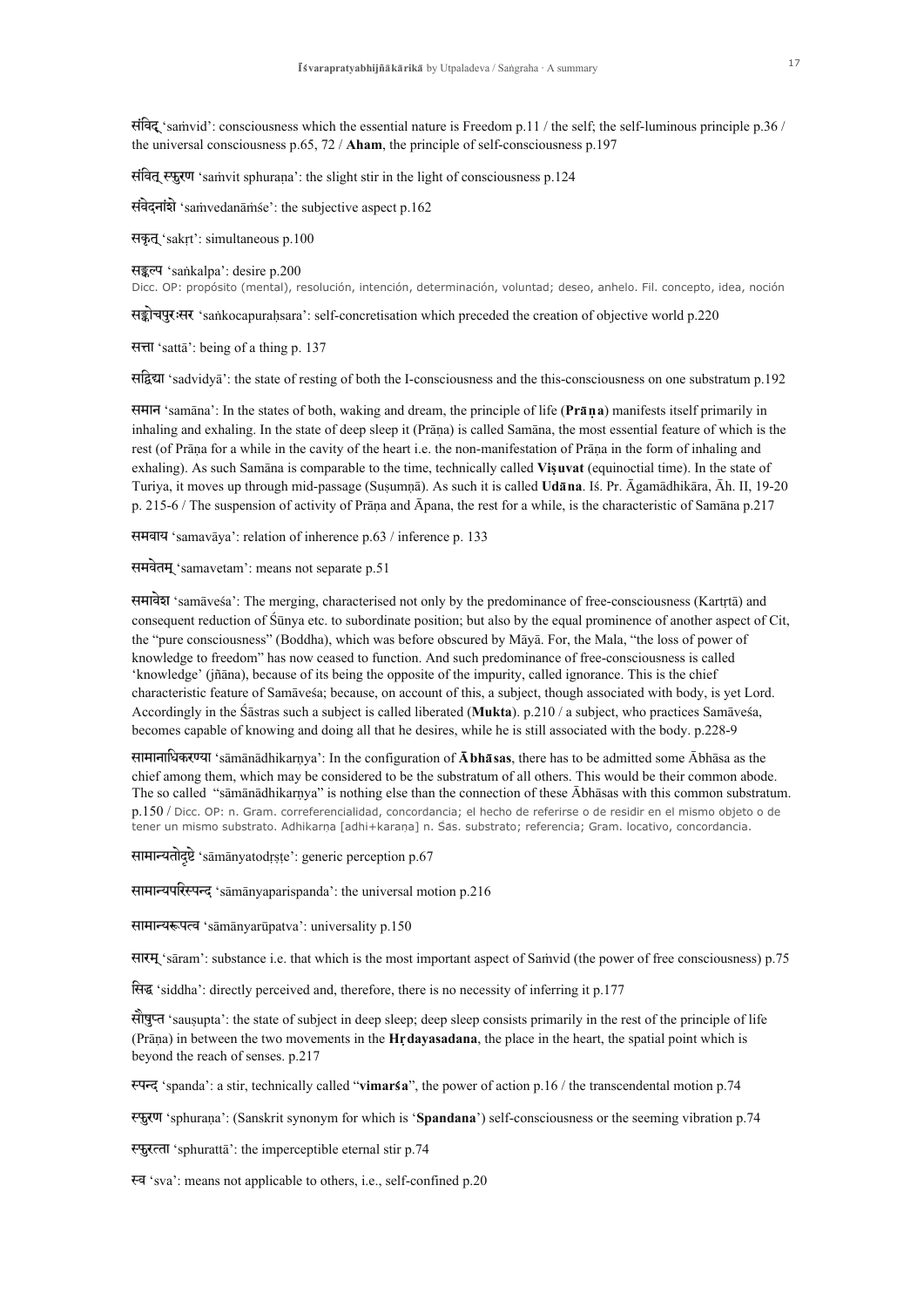संविद् 'saṁvid': consciousness which the essential nature is Freedom p.11 / the self; the self-luminous principle p.36 / the universal consciousness p.65, 72 / **Aham**, the principle of self-consciousness p.197

संवित् स्फुरण 'saṁvit sphuraṇa': the slight stir in the light of consciousness p.124

संवेदनांशे 'saṁvedanāṁśe': the subjective aspect p.162

सकृत् 'sakṛt': simultaneous p.100

सङ्कल्प 'saṅkalpa': desire p.200
Dicc. OP: propósito (mental), resolución, intención, determinación, voluntad; deseo, anhelo. Fil. concepto, idea, noción

सङ्कोचपुरःसर 'saṅkocapuraḥsara': self-concretisation which preceded the creation of objective world p.220

सत्ता 'sattā': being of a thing p. 137

सद्विद्या 'sadvidyā': the state of resting of both the I-consciousness and the this-consciousness on one substratum p.192

समान 'samāna': In the states of both, waking and dream, the principle of life (**Prāṇa**) manifests itself primarily in inhaling and exhaling. In the state of deep sleep it (Prāṇa) is called Samāna, the most essential feature of which is the rest (of Prāṇa for a while in the cavity of the heart i.e. the non-manifestation of Prāṇa in the form of inhaling and exhaling). As such Samāna is comparable to the time, technically called **Viṣuvat** (equinoctial time). In the state of Turiya, it moves up through mid-passage (Suṣumṇā). As such it is called **Udāna**. Iś. Pr. Āgamādhikāra, Āh. II, 19-20 p. 215-6 / The suspension of activity of Prāṇa and Āpana, the rest for a while, is the characteristic of Samāna p.217

समवाय 'samavāya': relation of inherence p.63 / inference p. 133

समवेतम् 'samavetam': means not separate p.51

समावेश 'samāveśa': The merging, characterised not only by the predominance of free-consciousness (Kartṛtā) and consequent reduction of Śūnya etc. to subordinate position; but also by the equal prominence of another aspect of Cit, the "pure consciousness" (Boddha), which was before obscured by Māyā. For, the Mala, "the loss of power of knowledge to freedom" has now ceased to function. And such predominance of free-consciousness is called 'knowledge' (jñāna), because of its being the opposite of the impurity, called ignorance. This is the chief characteristic feature of Samāveśa; because, on account of this, a subject, though associated with body, is yet Lord. Accordingly in the Śāstras such a subject is called liberated (**Mukta**). p.210 / a subject, who practices Samāveśa, becomes capable of knowing and doing all that he desires, while he is still associated with the body. p.228-9

सामानाधिकरण्या 'sāmānādhikarṇya': In the configuration of **Ābhāsas**, there has to be admitted some Ābhāsa as the chief among them, which may be considered to be the substratum of all others. This would be their common abode. The so called "sāmānādhikarṇya" is nothing else than the connection of these Ābhāsas with this common substratum. p.150 / Dicc. OP: n. Gram. correferencialidad, concordancia; el hecho de referirse o de residir en el mismo objeto o de tener un mismo substrato. Adhikarṇa [adhi+karaṇa] n. Śās. substrato; referencia; Gram. locativo, concordancia.

सामान्यतोदृष्टे 'sāmānyatodṛṣṭe': generic perception p.67

सामान्यपरिस्पन्द 'sāmānyaparispanda': the universal motion p.216

सामान्यरूपत्व 'sāmānyarūpatva': universality p.150

सारम् 'sāram': substance i.e. that which is the most important aspect of Saṁvid (the power of free consciousness) p.75

सिद्ध 'siddha': directly perceived and, therefore, there is no necessity of inferring it p.177

सौषुप्त 'sauṣupta': the state of subject in deep sleep; deep sleep consists primarily in the rest of the principle of life (Prāṇa) in between the two movements in the **Hṛdayasadana**, the place in the heart, the spatial point which is beyond the reach of senses. p.217

स्पन्द 'spanda': a stir, technically called "**vimarśa**", the power of action p.16 / the transcendental motion p.74

स्फुरण 'sphuraṇa': (Sanskrit synonym for which is '**Spandana**') self-consciousness or the seeming vibration p.74

स्फुरत्ता 'sphurattā': the imperceptible eternal stir p.74

स्व 'sva': means not applicable to others, i.e., self-confined p.20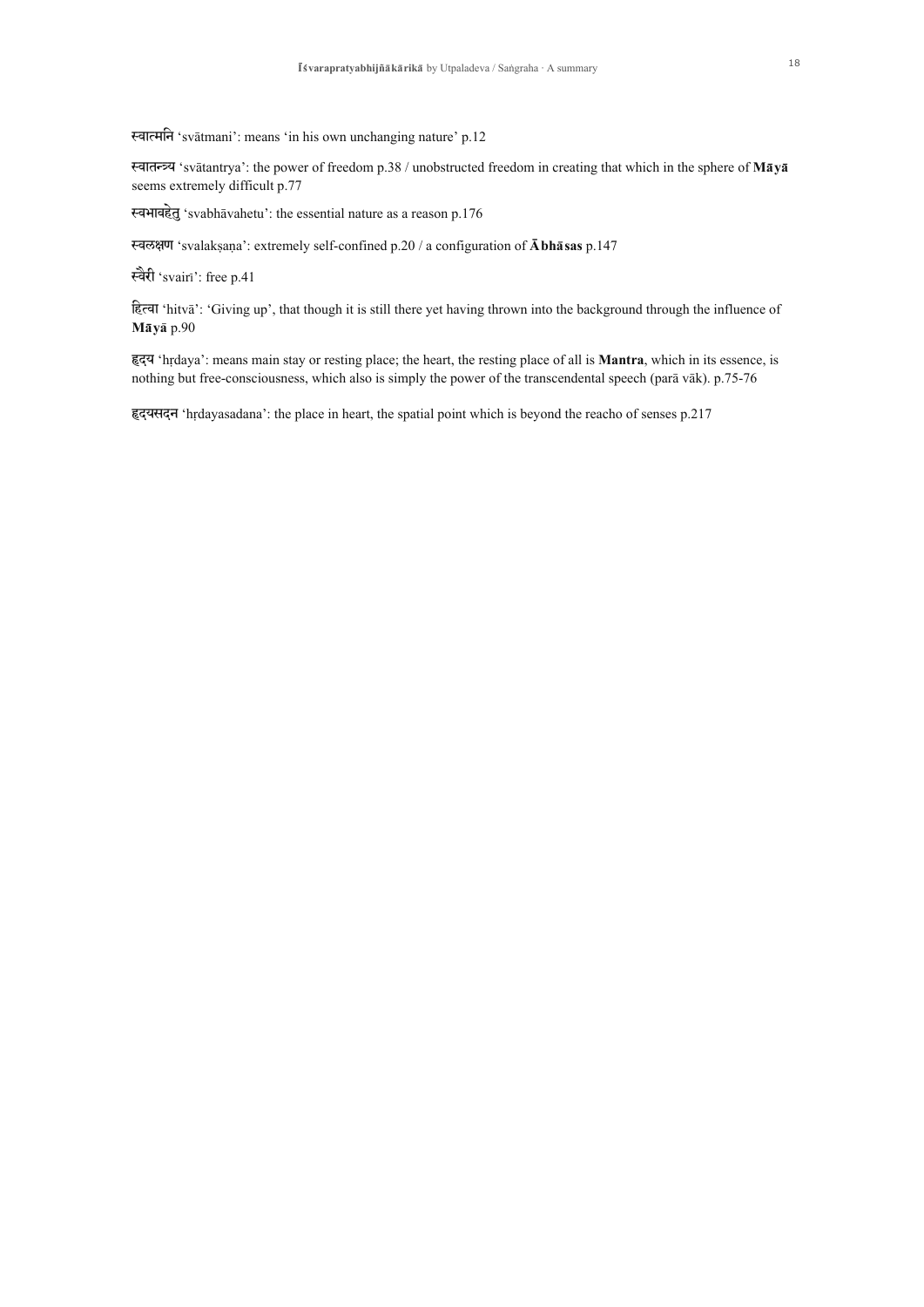स्वात्मनि 'svātmani': means 'in his own unchanging nature' p.12

स्वातन्त्र्य 'svātantrya': the power of freedom p.38 / unobstructed freedom in creating that which in the sphere of **Māyā** seems extremely difficult p.77

स्वभावहेतु 'svabhāvahetu': the essential nature as a reason p.176

स्वलक्षण 'svalakṣaṇa': extremely self-confined p.20 / a configuration of **Ābhāsas** p.147

स्वैरी 'svairī': free p.41

हित्वा 'hitvā': 'Giving up', that though it is still there yet having thrown into the background through the influence of **Māyā** p.90

हृदय 'hṛdaya': means main stay or resting place; the heart, the resting place of all is **Mantra**, which in its essence, is nothing but free-consciousness, which also is simply the power of the transcendental speech (parā vāk). p.75-76

हृदयसदन 'hṛdayasadana': the place in heart, the spatial point which is beyond the reacho of senses p.217